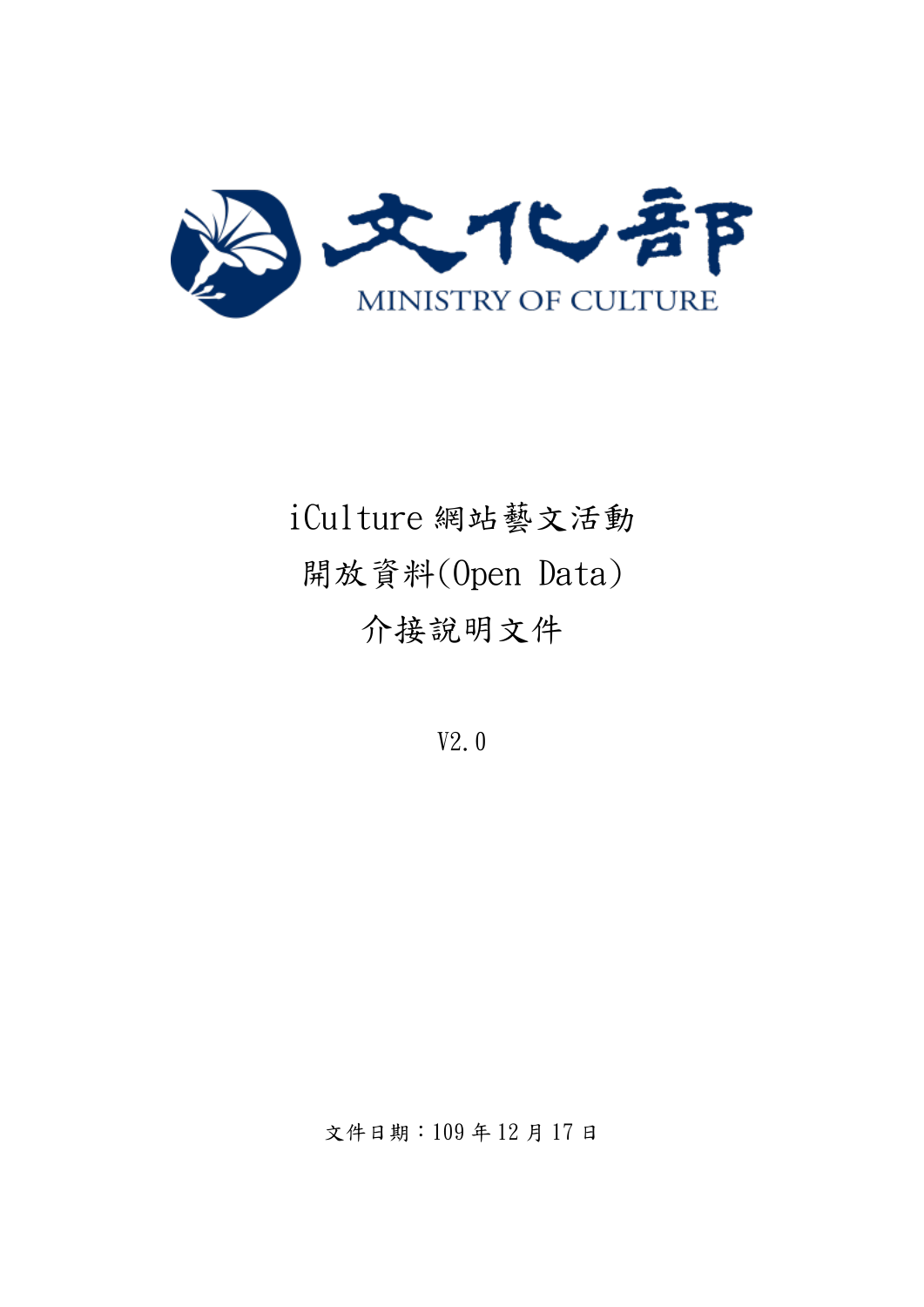文化部

MINISTRY OF CULTURE

# iCulture網站藝文活動
# 開放資料(Open Data)
# 介接說明文件

V2.0

文件日期：109年12月17日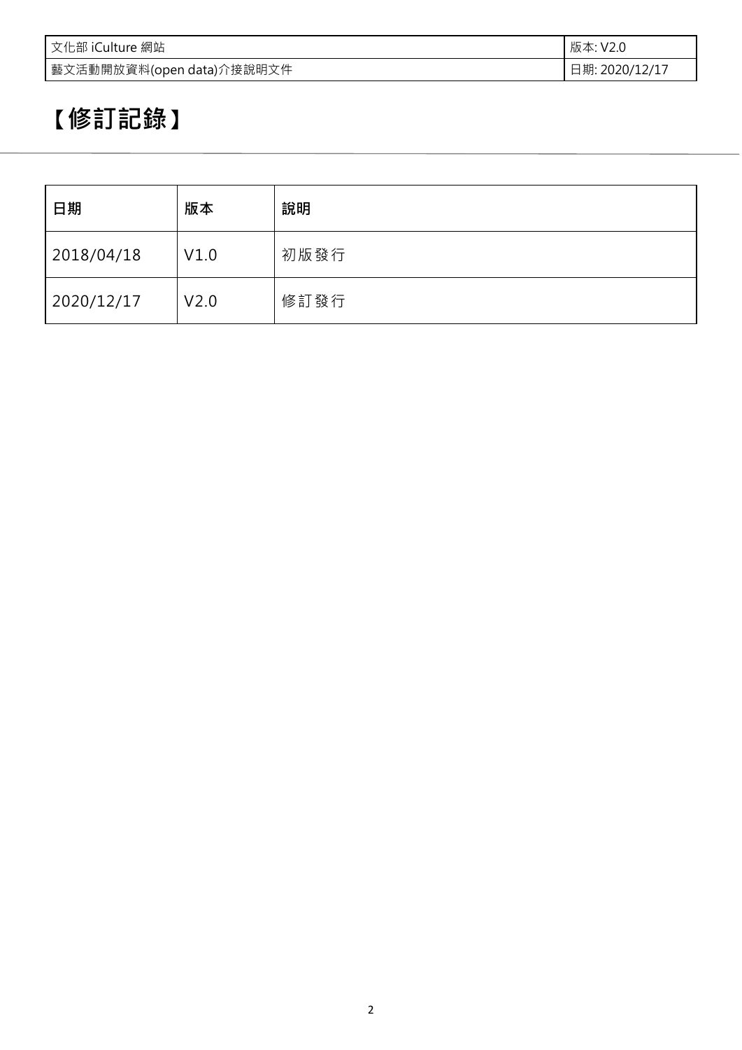# 【修訂記錄】

| 日期 | 版本 | 說明 |
| --- | --- | --- |
| 2018/04/18 | V1.0 | 初版發行 |
| 2020/12/17 | V2.0 | 修訂發行 |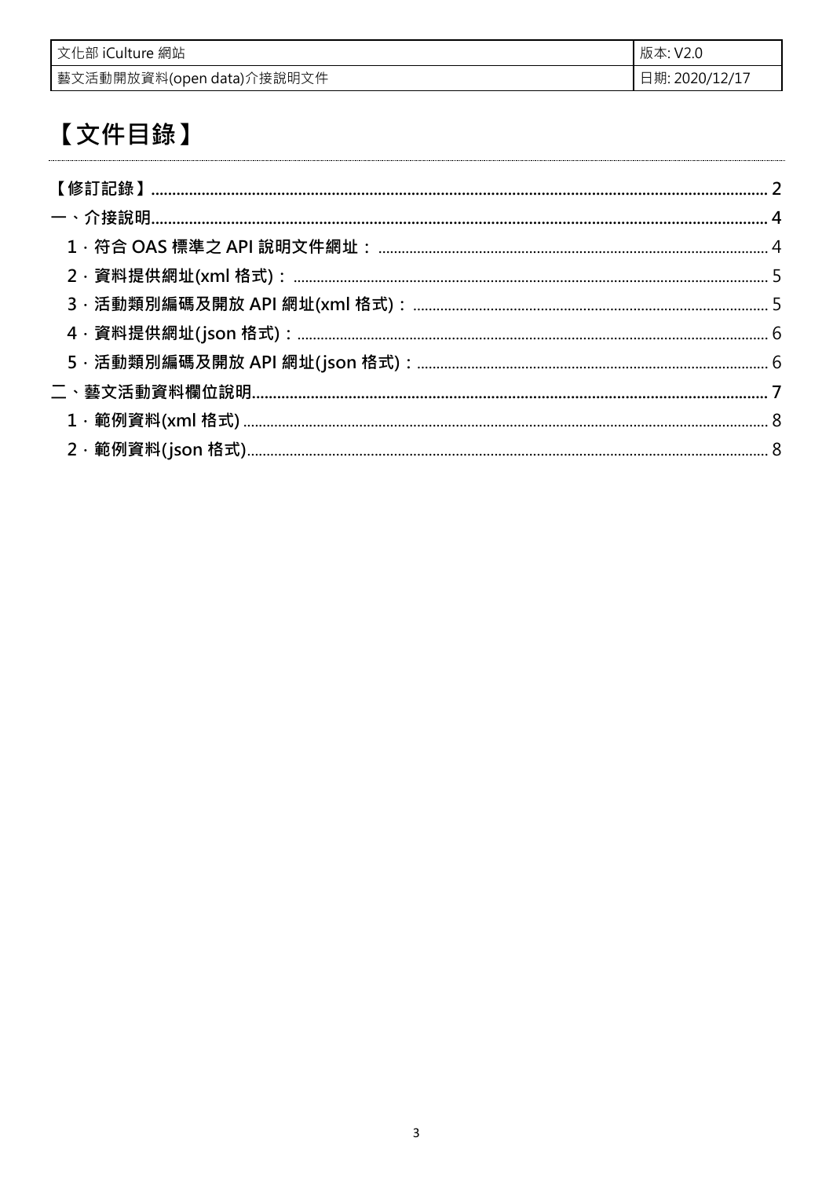# 【文件目錄】

- 【修訂記錄】 ........ 2
- 一、介接說明 ........ 4
  - 1．符合 OAS 標準之 API 說明文件網址： ........ 4
  - 2．資料提供網址(xml 格式)： ........ 5
  - 3．活動類別編碼及開放 API 網址(xml 格式)： ........ 5
  - 4．資料提供網址(json 格式)： ........ 6
  - 5．活動類別編碼及開放 API 網址(json 格式)： ........ 6
- 二、藝文活動資料欄位說明 ........ 7
  - 1．範例資料(xml 格式) ........ 8
  - 2．範例資料(json 格式) ........ 8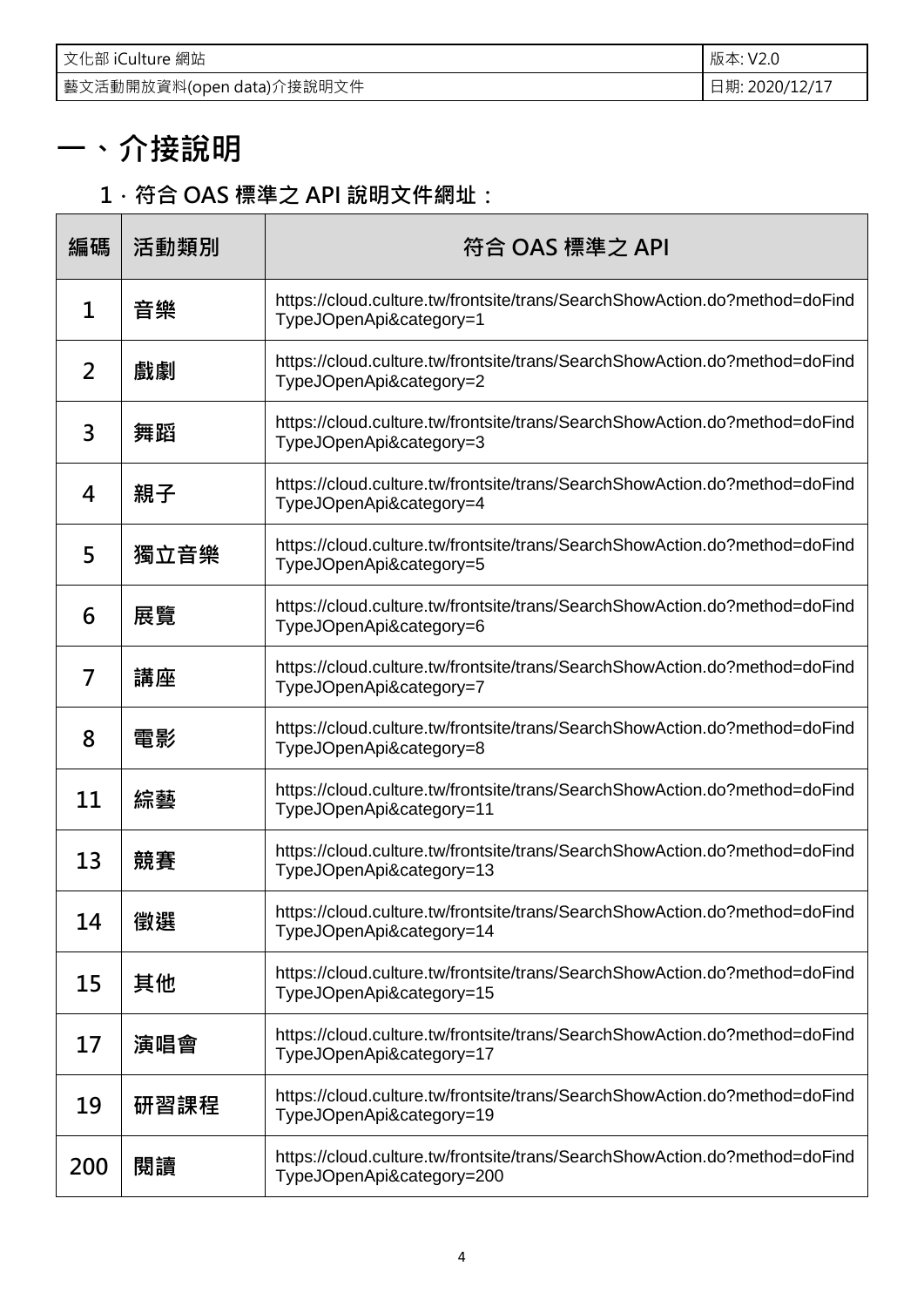# 一、介接說明

## 1．符合 OAS 標準之 API 說明文件網址：

| 編碼 | 活動類別 | 符合 OAS 標準之 API |
|---|---|---|
| 1 | 音樂 | https://cloud.culture.tw/frontsite/trans/SearchShowAction.do?method=doFindTypeJOpenApi&category=1 |
| 2 | 戲劇 | https://cloud.culture.tw/frontsite/trans/SearchShowAction.do?method=doFindTypeJOpenApi&category=2 |
| 3 | 舞蹈 | https://cloud.culture.tw/frontsite/trans/SearchShowAction.do?method=doFindTypeJOpenApi&category=3 |
| 4 | 親子 | https://cloud.culture.tw/frontsite/trans/SearchShowAction.do?method=doFindTypeJOpenApi&category=4 |
| 5 | 獨立音樂 | https://cloud.culture.tw/frontsite/trans/SearchShowAction.do?method=doFindTypeJOpenApi&category=5 |
| 6 | 展覽 | https://cloud.culture.tw/frontsite/trans/SearchShowAction.do?method=doFindTypeJOpenApi&category=6 |
| 7 | 講座 | https://cloud.culture.tw/frontsite/trans/SearchShowAction.do?method=doFindTypeJOpenApi&category=7 |
| 8 | 電影 | https://cloud.culture.tw/frontsite/trans/SearchShowAction.do?method=doFindTypeJOpenApi&category=8 |
| 11 | 綜藝 | https://cloud.culture.tw/frontsite/trans/SearchShowAction.do?method=doFindTypeJOpenApi&category=11 |
| 13 | 競賽 | https://cloud.culture.tw/frontsite/trans/SearchShowAction.do?method=doFindTypeJOpenApi&category=13 |
| 14 | 徵選 | https://cloud.culture.tw/frontsite/trans/SearchShowAction.do?method=doFindTypeJOpenApi&category=14 |
| 15 | 其他 | https://cloud.culture.tw/frontsite/trans/SearchShowAction.do?method=doFindTypeJOpenApi&category=15 |
| 17 | 演唱會 | https://cloud.culture.tw/frontsite/trans/SearchShowAction.do?method=doFindTypeJOpenApi&category=17 |
| 19 | 研習課程 | https://cloud.culture.tw/frontsite/trans/SearchShowAction.do?method=doFindTypeJOpenApi&category=19 |
| 200 | 閱讀 | https://cloud.culture.tw/frontsite/trans/SearchShowAction.do?method=doFindTypeJOpenApi&category=200 |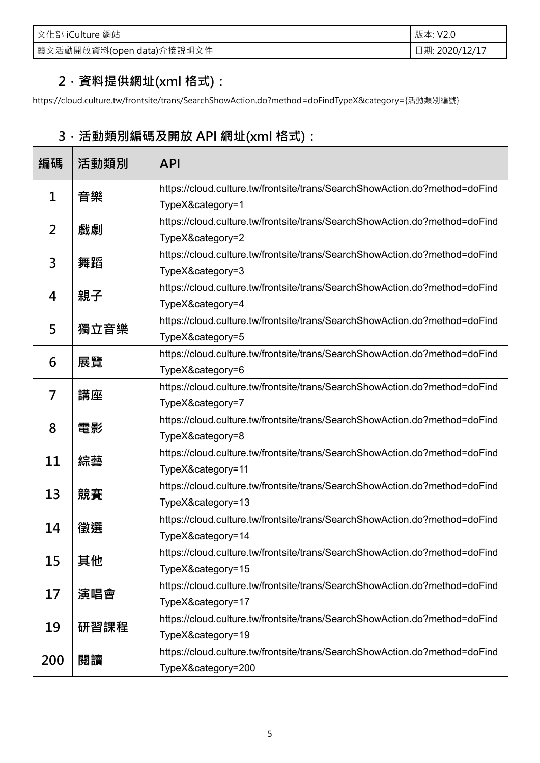## 2 · 資料提供網址(xml 格式)：

https://cloud.culture.tw/frontsite/trans/SearchShowAction.do?method=doFindTypeX&category={活動類別編號}

## 3 · 活動類別編碼及開放 API 網址(xml 格式)：

| 編碼 | 活動類別 | API |
|---|---|---|
| 1 | 音樂 | https://cloud.culture.tw/frontsite/trans/SearchShowAction.do?method=doFindTypeX&category=1 |
| 2 | 戲劇 | https://cloud.culture.tw/frontsite/trans/SearchShowAction.do?method=doFindTypeX&category=2 |
| 3 | 舞蹈 | https://cloud.culture.tw/frontsite/trans/SearchShowAction.do?method=doFindTypeX&category=3 |
| 4 | 親子 | https://cloud.culture.tw/frontsite/trans/SearchShowAction.do?method=doFindTypeX&category=4 |
| 5 | 獨立音樂 | https://cloud.culture.tw/frontsite/trans/SearchShowAction.do?method=doFindTypeX&category=5 |
| 6 | 展覽 | https://cloud.culture.tw/frontsite/trans/SearchShowAction.do?method=doFindTypeX&category=6 |
| 7 | 講座 | https://cloud.culture.tw/frontsite/trans/SearchShowAction.do?method=doFindTypeX&category=7 |
| 8 | 電影 | https://cloud.culture.tw/frontsite/trans/SearchShowAction.do?method=doFindTypeX&category=8 |
| 11 | 綜藝 | https://cloud.culture.tw/frontsite/trans/SearchShowAction.do?method=doFindTypeX&category=11 |
| 13 | 競賽 | https://cloud.culture.tw/frontsite/trans/SearchShowAction.do?method=doFindTypeX&category=13 |
| 14 | 徵選 | https://cloud.culture.tw/frontsite/trans/SearchShowAction.do?method=doFindTypeX&category=14 |
| 15 | 其他 | https://cloud.culture.tw/frontsite/trans/SearchShowAction.do?method=doFindTypeX&category=15 |
| 17 | 演唱會 | https://cloud.culture.tw/frontsite/trans/SearchShowAction.do?method=doFindTypeX&category=17 |
| 19 | 研習課程 | https://cloud.culture.tw/frontsite/trans/SearchShowAction.do?method=doFindTypeX&category=19 |
| 200 | 閱讀 | https://cloud.culture.tw/frontsite/trans/SearchShowAction.do?method=doFindTypeX&category=200 |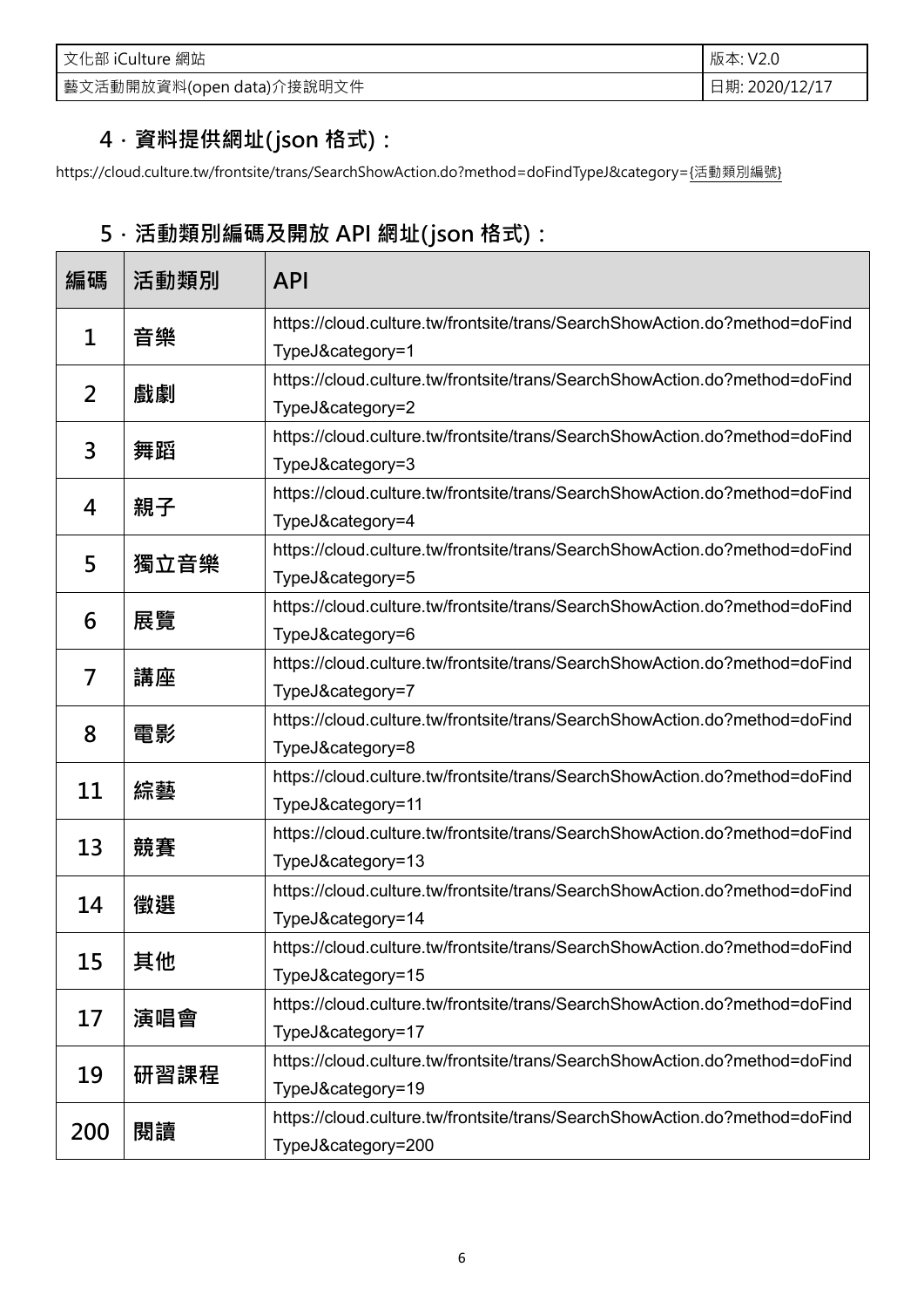## 4．資料提供網址(json 格式)：

https://cloud.culture.tw/frontsite/trans/SearchShowAction.do?method=doFindTypeJ&category={活動類別編號}

## 5．活動類別編碼及開放 API 網址(json 格式)：

| 編碼 | 活動類別 | API |
|---|---|---|
| 1 | 音樂 | https://cloud.culture.tw/frontsite/trans/SearchShowAction.do?method=doFindTypeJ&category=1 |
| 2 | 戲劇 | https://cloud.culture.tw/frontsite/trans/SearchShowAction.do?method=doFindTypeJ&category=2 |
| 3 | 舞蹈 | https://cloud.culture.tw/frontsite/trans/SearchShowAction.do?method=doFindTypeJ&category=3 |
| 4 | 親子 | https://cloud.culture.tw/frontsite/trans/SearchShowAction.do?method=doFindTypeJ&category=4 |
| 5 | 獨立音樂 | https://cloud.culture.tw/frontsite/trans/SearchShowAction.do?method=doFindTypeJ&category=5 |
| 6 | 展覽 | https://cloud.culture.tw/frontsite/trans/SearchShowAction.do?method=doFindTypeJ&category=6 |
| 7 | 講座 | https://cloud.culture.tw/frontsite/trans/SearchShowAction.do?method=doFindTypeJ&category=7 |
| 8 | 電影 | https://cloud.culture.tw/frontsite/trans/SearchShowAction.do?method=doFindTypeJ&category=8 |
| 11 | 綜藝 | https://cloud.culture.tw/frontsite/trans/SearchShowAction.do?method=doFindTypeJ&category=11 |
| 13 | 競賽 | https://cloud.culture.tw/frontsite/trans/SearchShowAction.do?method=doFindTypeJ&category=13 |
| 14 | 徵選 | https://cloud.culture.tw/frontsite/trans/SearchShowAction.do?method=doFindTypeJ&category=14 |
| 15 | 其他 | https://cloud.culture.tw/frontsite/trans/SearchShowAction.do?method=doFindTypeJ&category=15 |
| 17 | 演唱會 | https://cloud.culture.tw/frontsite/trans/SearchShowAction.do?method=doFindTypeJ&category=17 |
| 19 | 研習課程 | https://cloud.culture.tw/frontsite/trans/SearchShowAction.do?method=doFindTypeJ&category=19 |
| 200 | 閱讀 | https://cloud.culture.tw/frontsite/trans/SearchShowAction.do?method=doFindTypeJ&category=200 |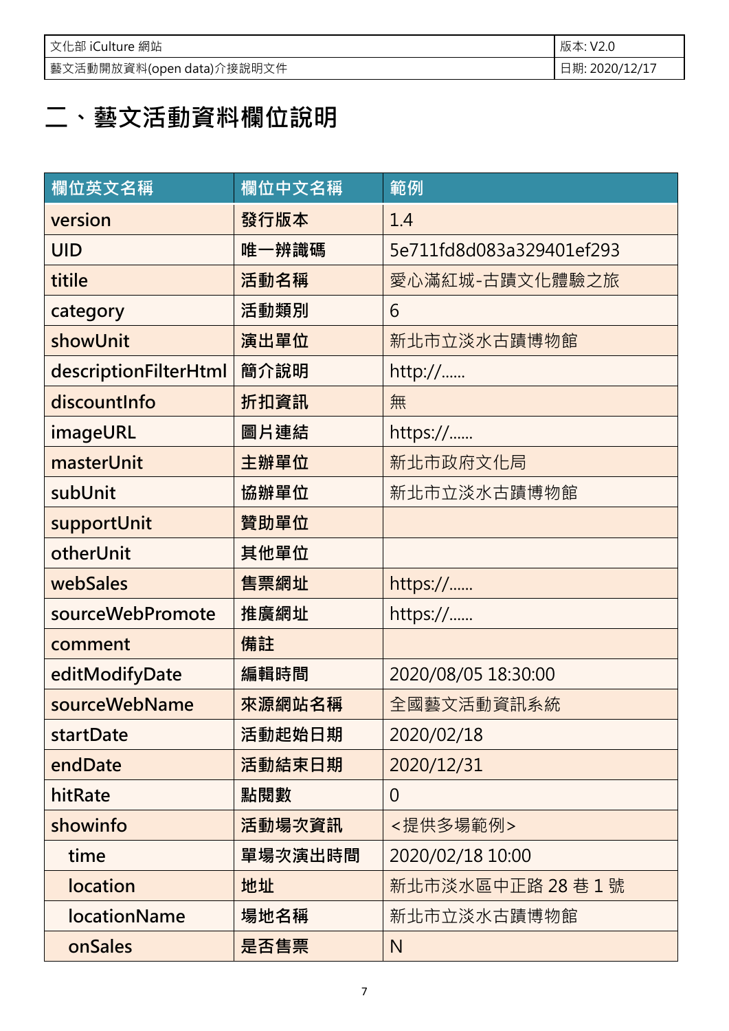## 二、藝文活動資料欄位說明

| 欄位英文名稱 | 欄位中文名稱 | 範例 |
|---|---|---|
| version | 發行版本 | 1.4 |
| UID | 唯一辨識碼 | 5e711fd8d083a329401ef293 |
| titile | 活動名稱 | 愛心滿紅城-古蹟文化體驗之旅 |
| category | 活動類別 | 6 |
| showUnit | 演出單位 | 新北市立淡水古蹟博物館 |
| descriptionFilterHtml | 簡介說明 | http://...... |
| discountInfo | 折扣資訊 | 無 |
| imageURL | 圖片連結 | https://...... |
| masterUnit | 主辦單位 | 新北市政府文化局 |
| subUnit | 協辦單位 | 新北市立淡水古蹟博物館 |
| supportUnit | 贊助單位 | |
| otherUnit | 其他單位 | |
| webSales | 售票網址 | https://...... |
| sourceWebPromote | 推廣網址 | https://...... |
| comment | 備註 | |
| editModifyDate | 編輯時間 | 2020/08/05 18:30:00 |
| sourceWebName | 來源網站名稱 | 全國藝文活動資訊系統 |
| startDate | 活動起始日期 | 2020/02/18 |
| endDate | 活動結束日期 | 2020/12/31 |
| hitRate | 點閱數 | 0 |
| showinfo | 活動場次資訊 | <提供多場範例> |
| time | 單場次演出時間 | 2020/02/18 10:00 |
| location | 地址 | 新北市淡水區中正路 28 巷 1 號 |
| locationName | 場地名稱 | 新北市立淡水古蹟博物館 |
| onSales | 是否售票 | N |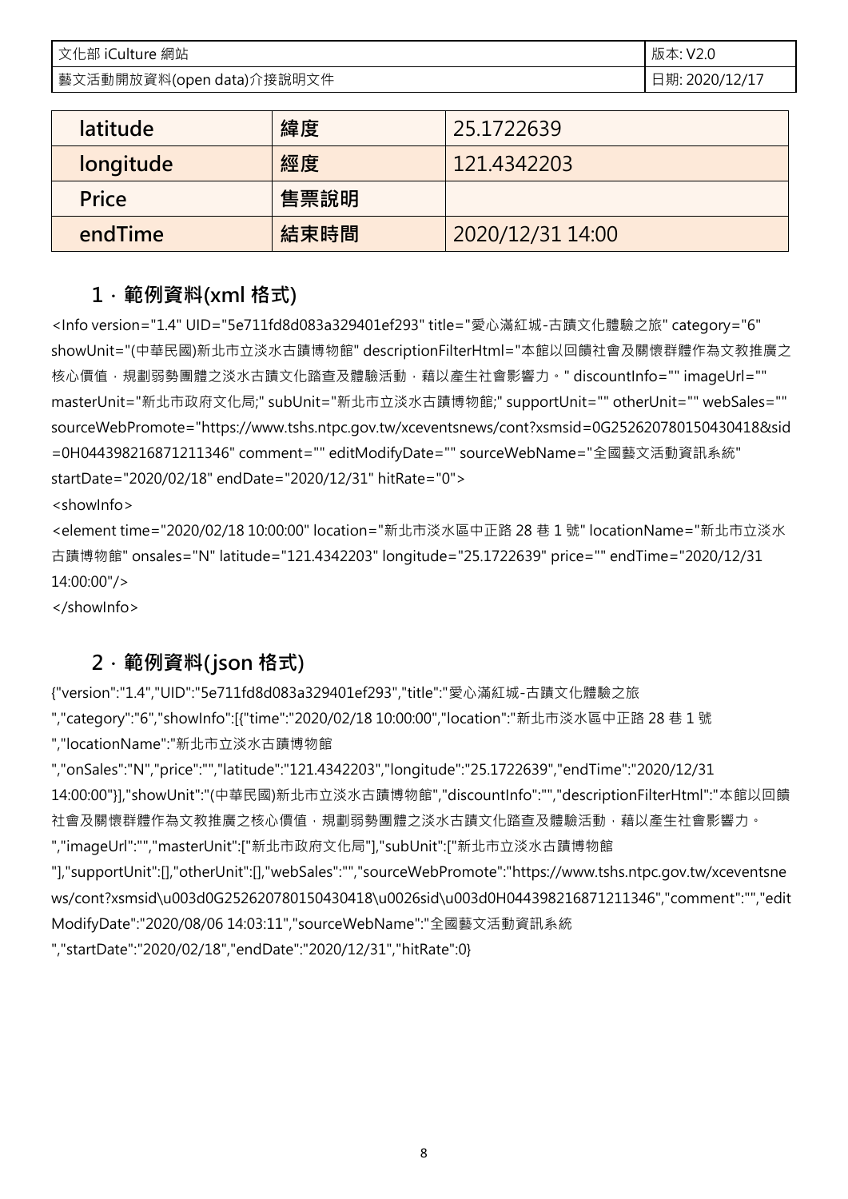| | | |
|---|---|---|
| **latitude** | **緯度** | 25.1722639 |
| **longitude** | **經度** | 121.4342203 |
| **Price** | **售票說明** | |
| **endTime** | **結束時間** | 2020/12/31 14:00 |

## 1．範例資料(xml 格式)

```
<Info version="1.4" UID="5e711fd8d083a329401ef293" title="愛心滿紅城-古蹟文化體驗之旅" category="6" showUnit="(中華民國)新北市立淡水古蹟博物館" descriptionFilterHtml="本館以回饋社會及關懷群體作為文教推廣之核心價值，規劃弱勢團體之淡水古蹟文化踏查及體驗活動，藉以產生社會影響力。" discountInfo="" imageUrl="" masterUnit="新北市政府文化局;" subUnit="新北市立淡水古蹟博物館;" supportUnit="" otherUnit="" webSales="" sourceWebPromote="https://www.tshs.ntpc.gov.tw/xceventsnews/cont?xsmsid=0G252620780150430418&sid=0H044398216871211346" comment="" editModifyDate="" sourceWebName="全國藝文活動資訊系統" startDate="2020/02/18" endDate="2020/12/31" hitRate="0">
<showInfo>
<element time="2020/02/18 10:00:00" location="新北市淡水區中正路 28 巷 1 號" locationName="新北市立淡水古蹟博物館" onsales="N" latitude="121.4342203" longitude="25.1722639" price="" endTime="2020/12/31 14:00:00"/>
</showInfo>
```

## 2．範例資料(json 格式)

```
{"version":"1.4","UID":"5e711fd8d083a329401ef293","title":"愛心滿紅城-古蹟文化體驗之旅","category":"6","showInfo":[{"time":"2020/02/18 10:00:00","location":"新北市淡水區中正路 28 巷 1 號","locationName":"新北市立淡水古蹟博物館","onSales":"N","price":"","latitude":"121.4342203","longitude":"25.1722639","endTime":"2020/12/31 14:00:00"}],"showUnit":"(中華民國)新北市立淡水古蹟博物館","discountInfo":"","descriptionFilterHtml":"本館以回饋社會及關懷群體作為文教推廣之核心價值，規劃弱勢團體之淡水古蹟文化踏查及體驗活動，藉以產生社會影響力。","imageUrl":"","masterUnit":["新北市政府文化局"],"subUnit":["新北市立淡水古蹟博物館"],"supportUnit":[],"otherUnit":[],"webSales":"","sourceWebPromote":"https://www.tshs.ntpc.gov.tw/xceventsnews/cont?xsmsid\u003d0G252620780150430418\u0026sid\u003d0H044398216871211346","comment":"","editModifyDate":"2020/08/06 14:03:11","sourceWebName":"全國藝文活動資訊系統","startDate":"2020/02/18","endDate":"2020/12/31","hitRate":0}
```